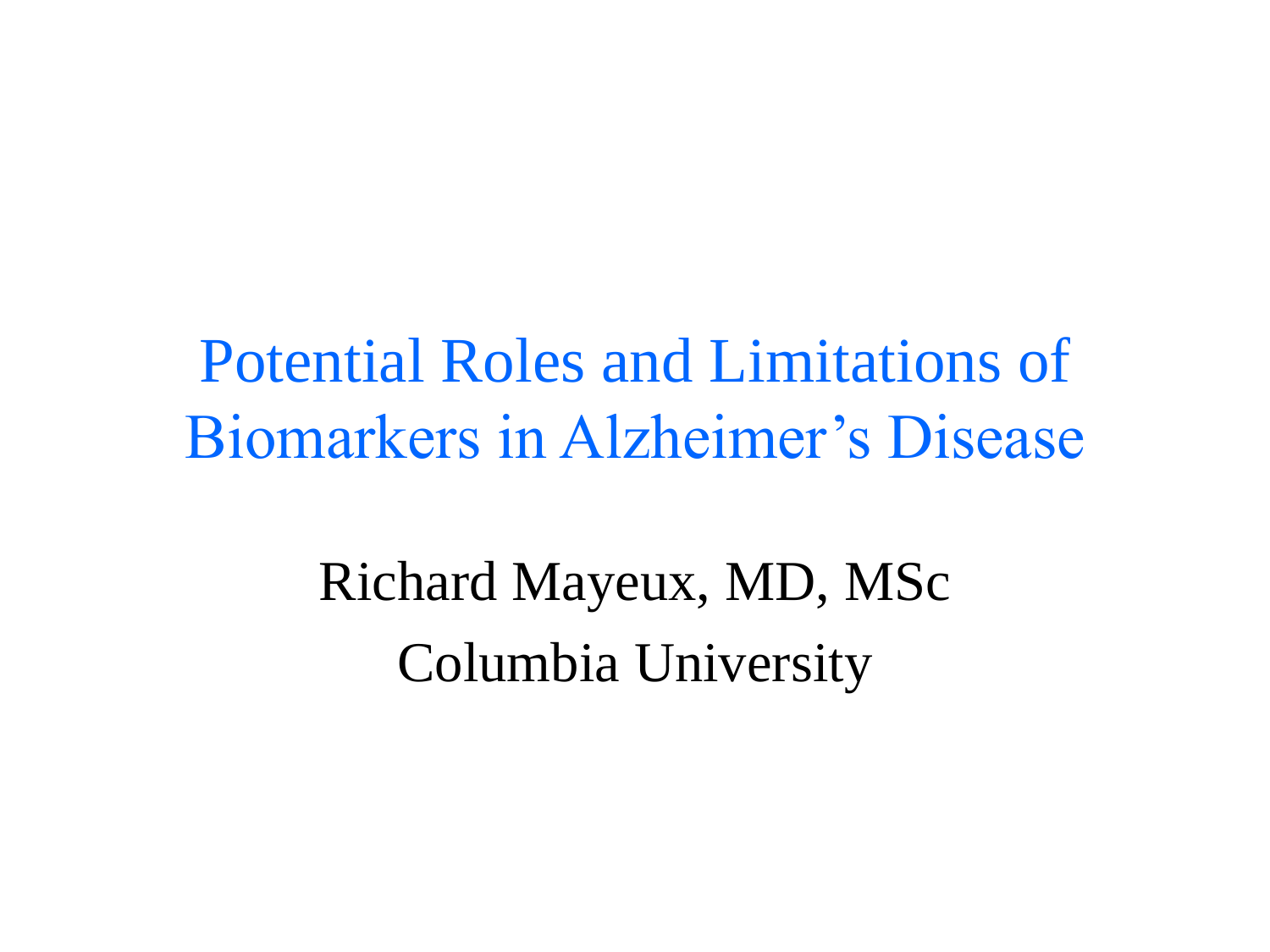# Potential Roles and Limitations of Biomarkers in Alzheimer's Disease

Richard Mayeux, MD, MSc

Columbia University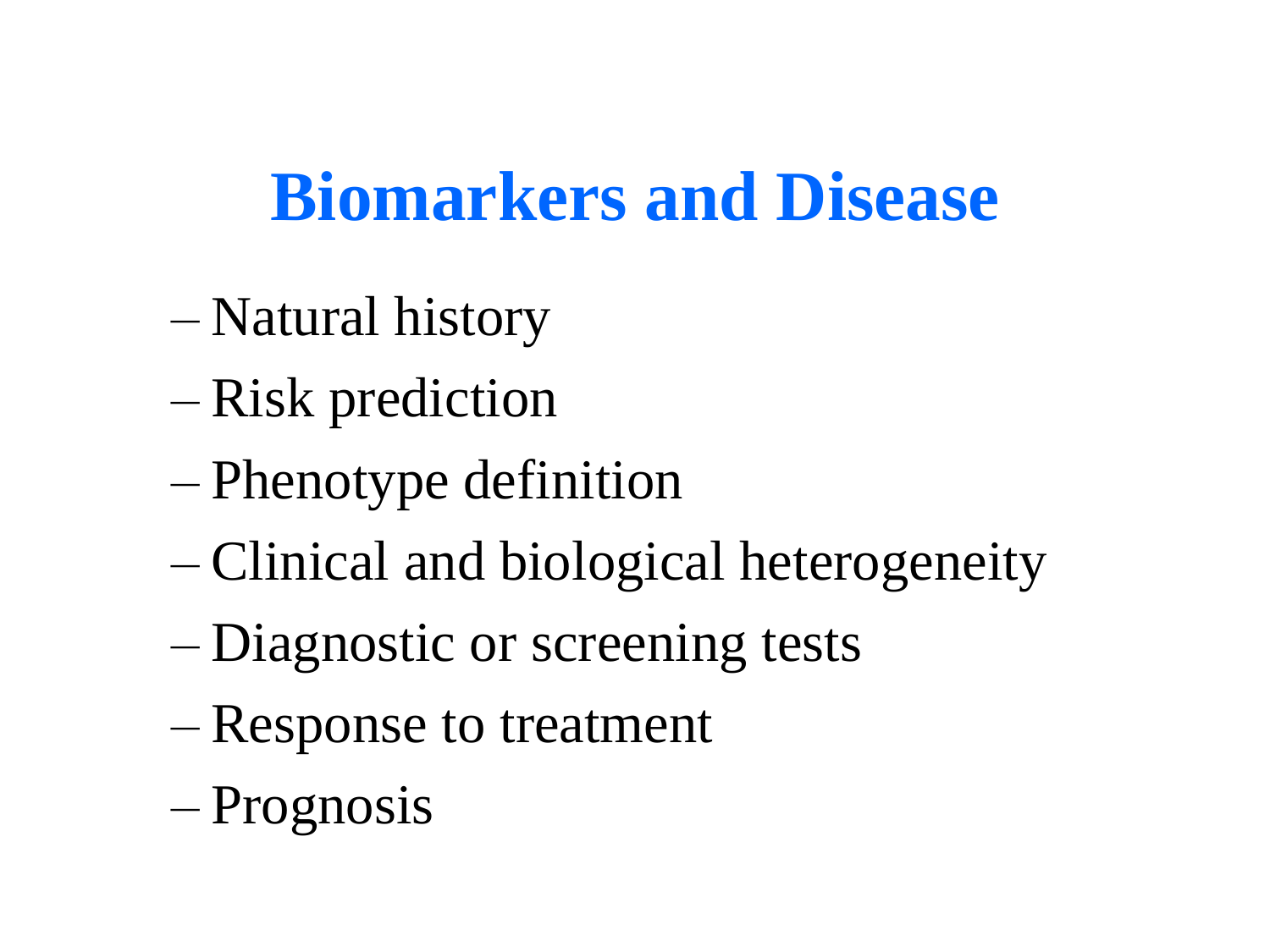# Biomarkers and Disease

- Natural history
- Risk prediction
- Phenotype definition
- Clinical and biological heterogeneity
- Diagnostic or screening tests
- Response to treatment
- Prognosis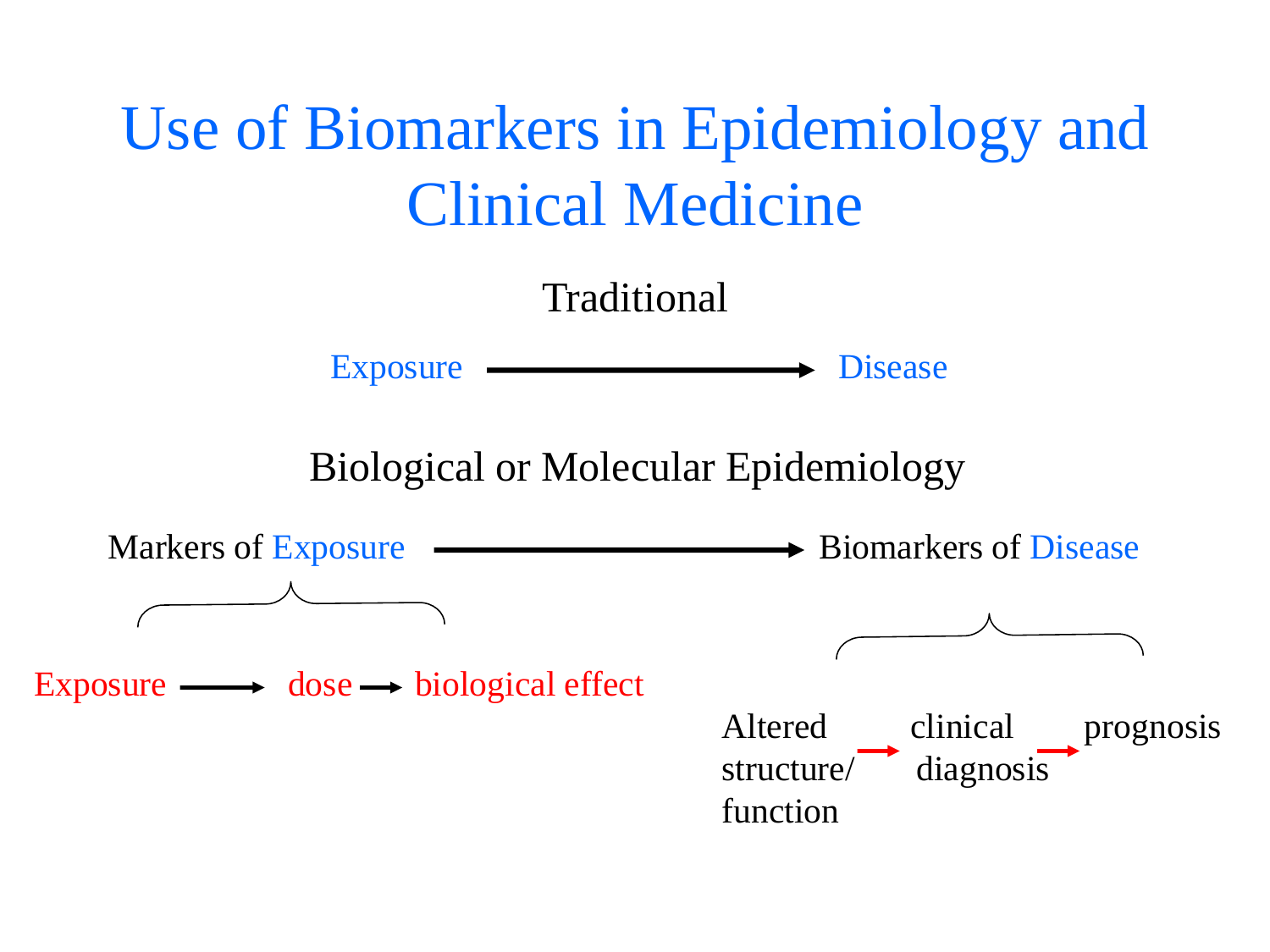# Use of Biomarkers in Epidemiology and Clinical Medicine

## Traditional

Exposure → Disease

## Biological or Molecular Epidemiology

Markers of Exposure → Biomarkers of Disease

Exposure → dose → biological effect

Altered structure/ function → clinical diagnosis → prognosis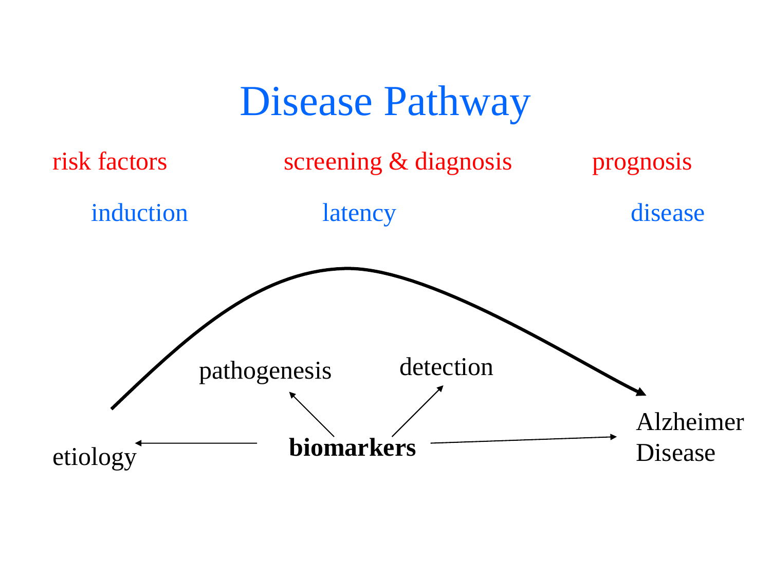# Disease Pathway

risk factors screening & diagnosis prognosis

induction latency disease

pathogenesis detection

etiology **biomarkers** Alzheimer Disease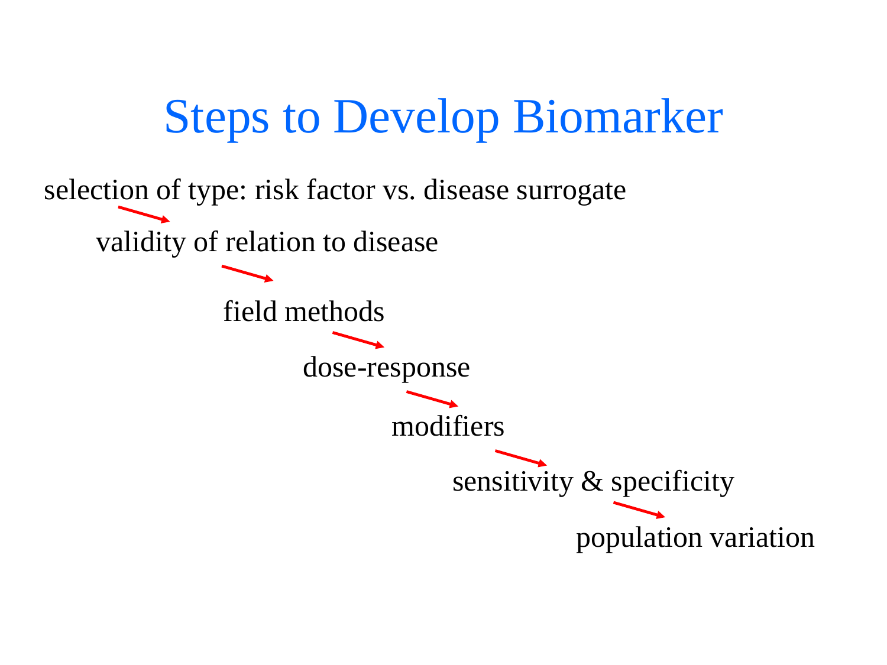# Steps to Develop Biomarker

selection of type: risk factor vs. disease surrogate

→ validity of relation to disease

→ field methods

→ dose-response

→ modifiers

→ sensitivity & specificity

→ population variation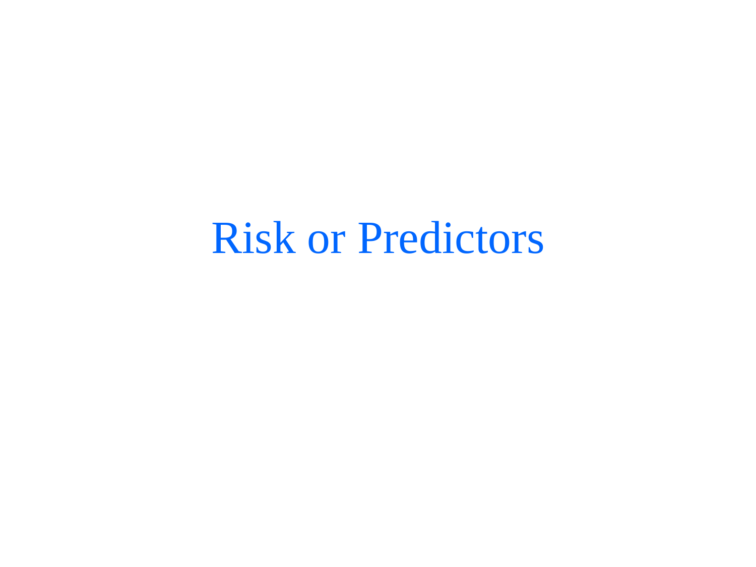# Risk or Predictors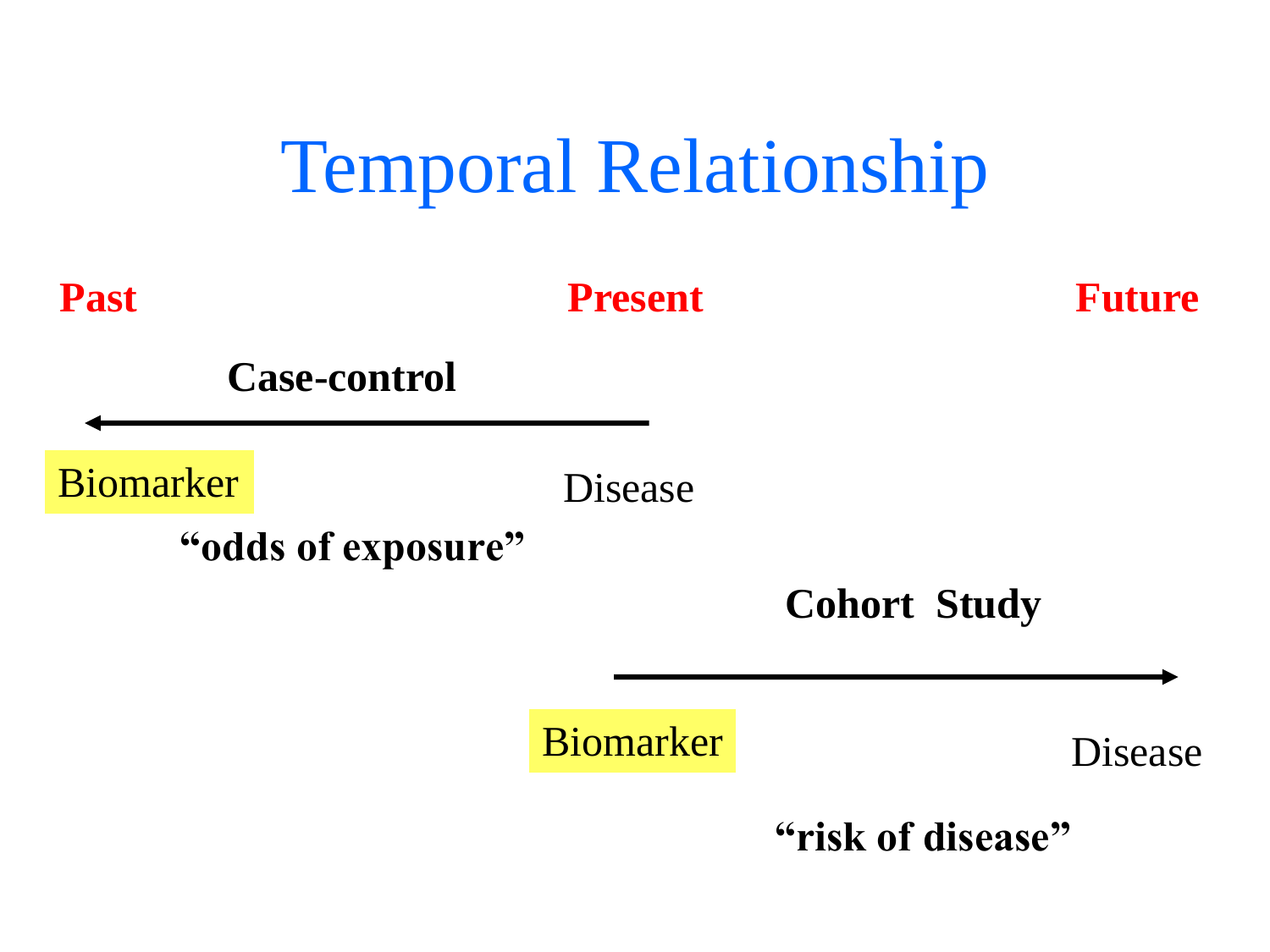# Temporal Relationship

**Past** | **Present** | **Future**

**Case-control**

← 

Biomarker — Disease

**"odds of exposure"**

**Cohort Study**

→

Biomarker — Disease

**"risk of disease"**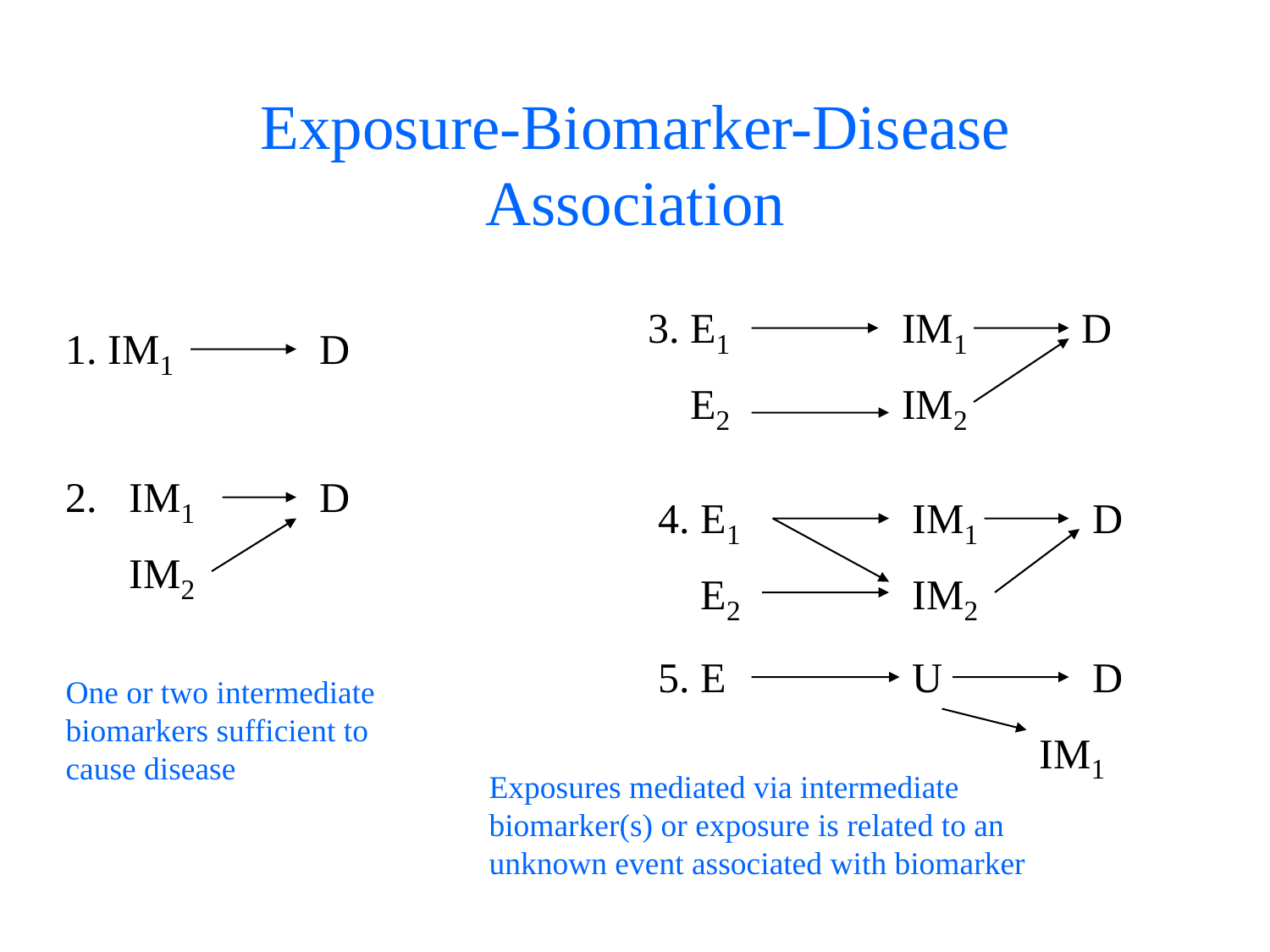# Exposure-Biomarker-Disease Association

1. $IM_1 \longrightarrow D$

2. $IM_1 \longrightarrow D$, $IM_2 \longrightarrow D$

One or two intermediate biomarkers sufficient to cause disease

3. $E_1 \longrightarrow IM_1 \longrightarrow D$, $E_2 \longrightarrow IM_2 \longrightarrow D$

4. $E_1 \longrightarrow IM_1 \longrightarrow D$, $E_1 \longrightarrow IM_2$, $E_2 \longrightarrow IM_2 \longrightarrow D$

5. $E \longrightarrow U \longrightarrow D$, $U \longrightarrow IM_1$

Exposures mediated via intermediate biomarker(s) or exposure is related to an unknown event associated with biomarker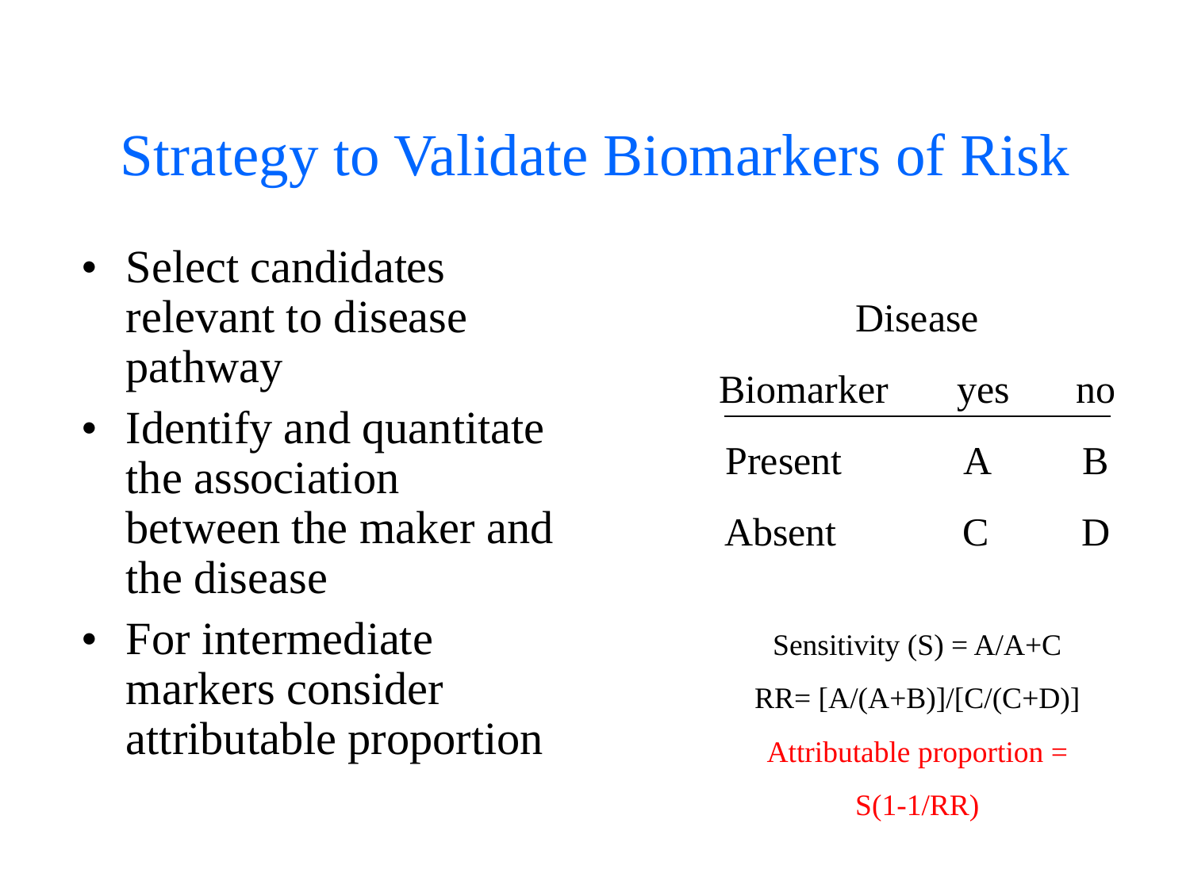# Strategy to Validate Biomarkers of Risk

- Select candidates relevant to disease pathway
- Identify and quantitate the association between the maker and the disease
- For intermediate markers consider attributable proportion

| | Disease | |
|---|---|---|
| Biomarker | yes | no |
| Present | A | B |
| Absent | C | D |

Sensitivity (S) = A/A+C

RR= [A/(A+B)]/[C/(C+D)]

Attributable proportion = S(1-1/RR)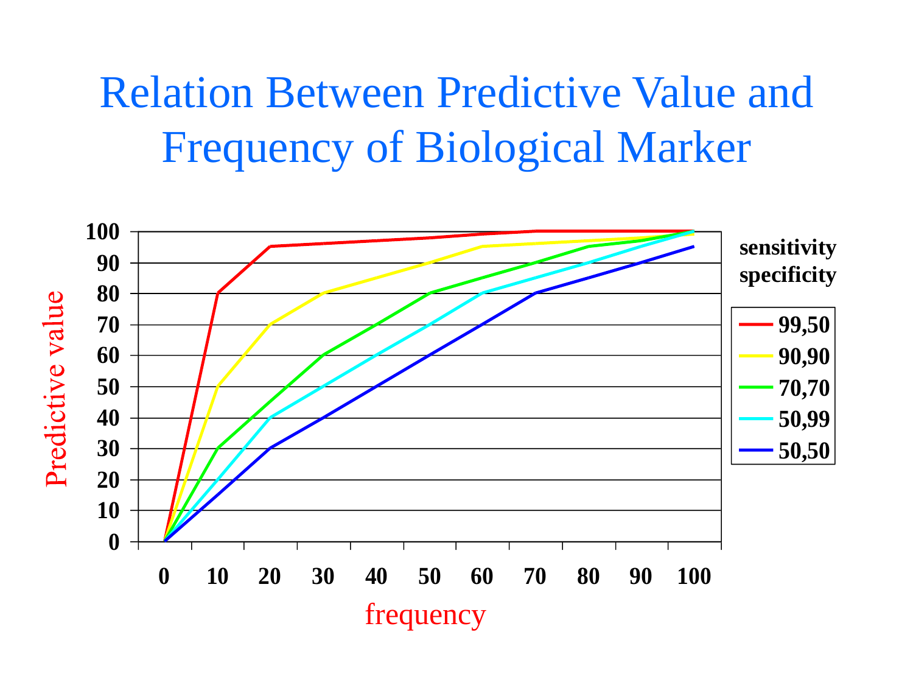# Relation Between Predictive Value and Frequency of Biological Marker

Predictive value

100
90
80
70
60
50
40
30
20
10
0

0 10 20 30 40 50 60 70 80 90 100

frequency

**sensitivity specificity**

- **99,50**
- **90,90**
- **70,70**
- **50,99**
- **50,50**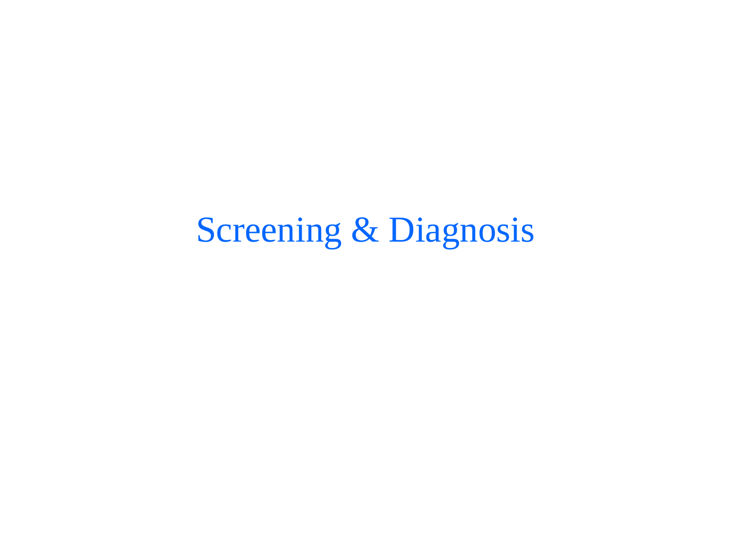# Screening & Diagnosis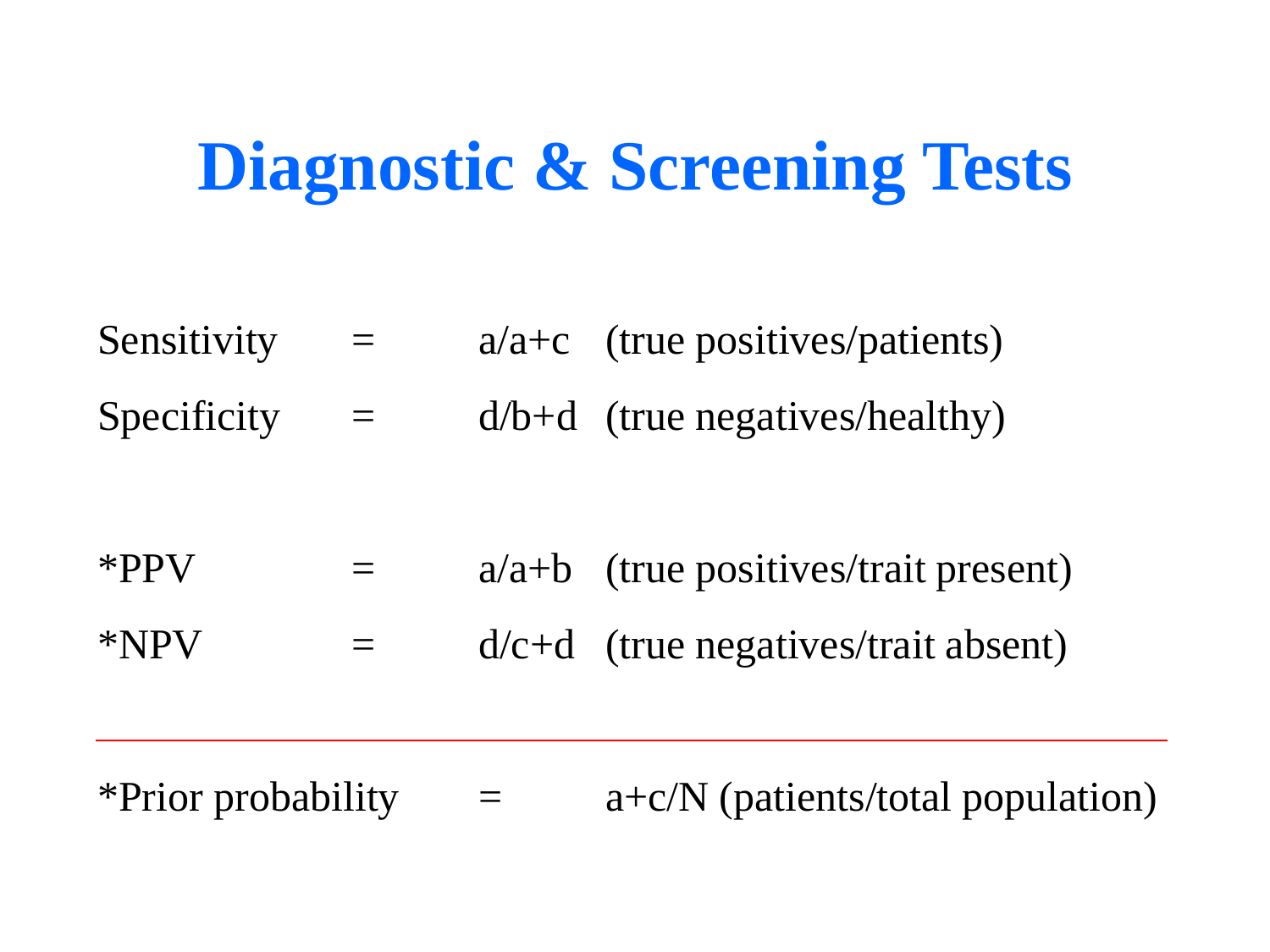# Diagnostic & Screening Tests

Sensitivity = a/a+c (true positives/patients)

Specificity = d/b+d (true negatives/healthy)

*PPV = a/a+b (true positives/trait present)

*NPV = d/c+d (true negatives/trait absent)

---

*Prior probability = a+c/N (patients/total population)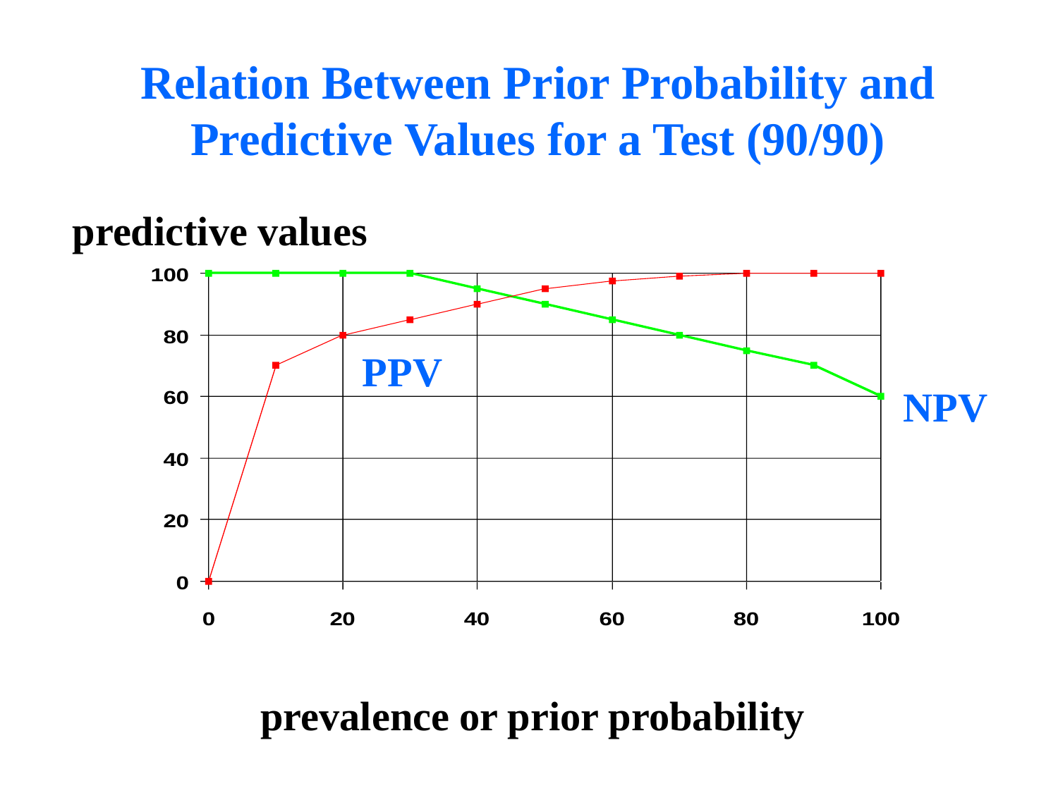# Relation Between Prior Probability and Predictive Values for a Test (90/90)

**predictive values**

100

80

60

40

20

0

0 20 40 60 80 100

PPV

NPV

**prevalence or prior probability**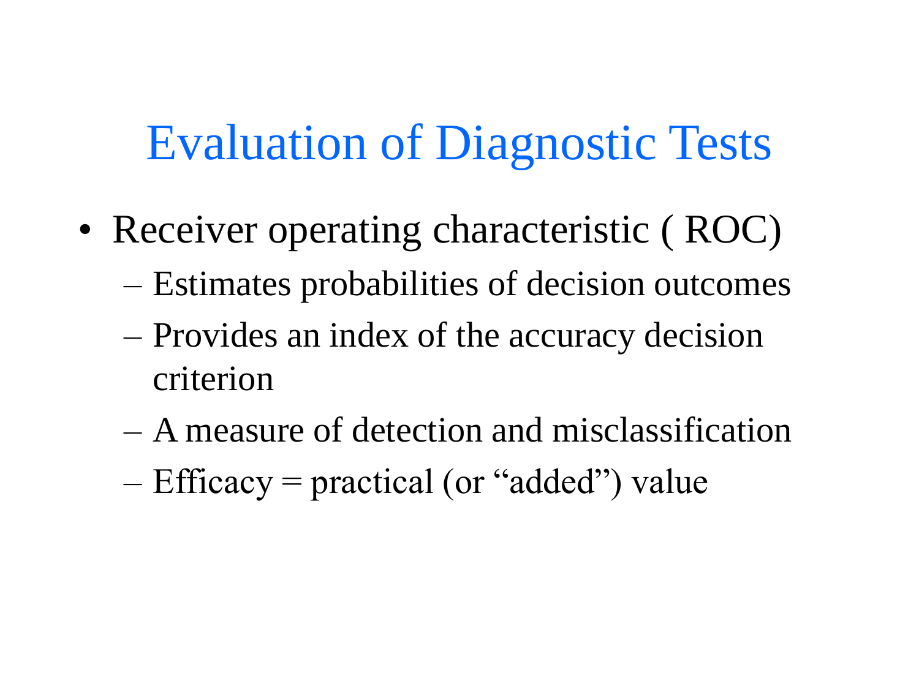# Evaluation of Diagnostic Tests

- Receiver operating characteristic ( ROC)
  - Estimates probabilities of decision outcomes
  - Provides an index of the accuracy decision criterion
  - A measure of detection and misclassification
  - Efficacy = practical (or "added") value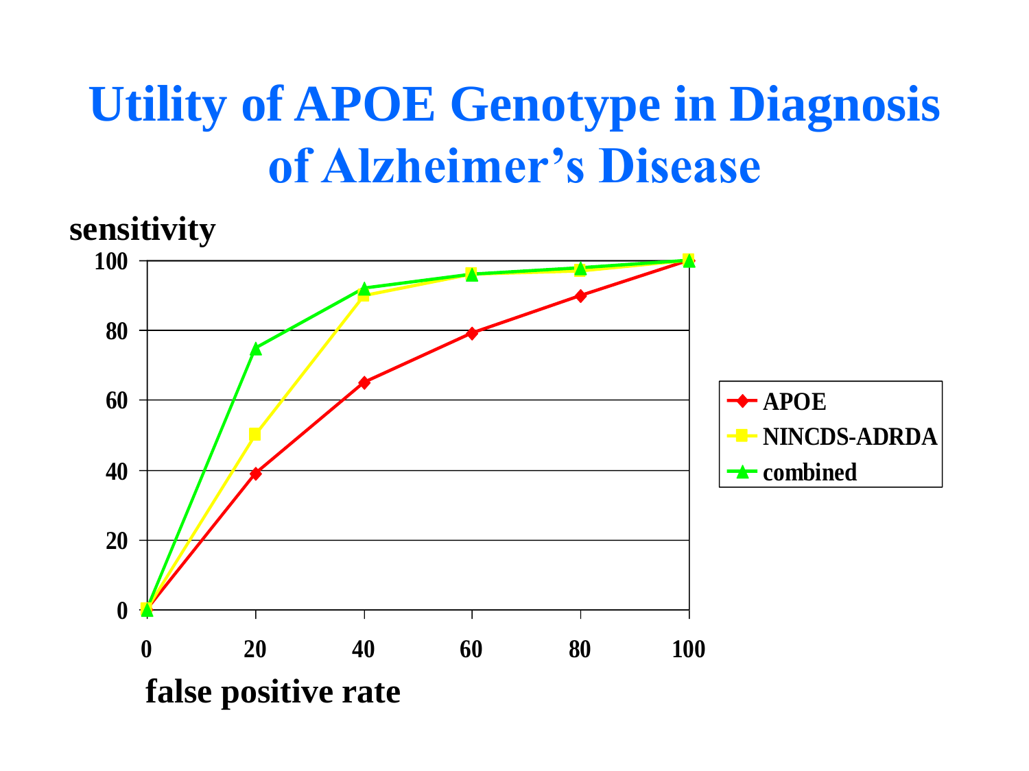# Utility of APOE Genotype in Diagnosis of Alzheimer's Disease

sensitivity

| false positive rate | APOE | NINCDS-ADRDA | combined |
|---|---|---|---|
| 0 | 0 | 0 | 0 |
| 20 | 39 | 50 | 75 |
| 40 | 65 | 90 | 92 |
| 60 | 79 | 96 | 96 |
| 80 | 90 | 97 | 98 |
| 100 | 100 | 100 | 100 |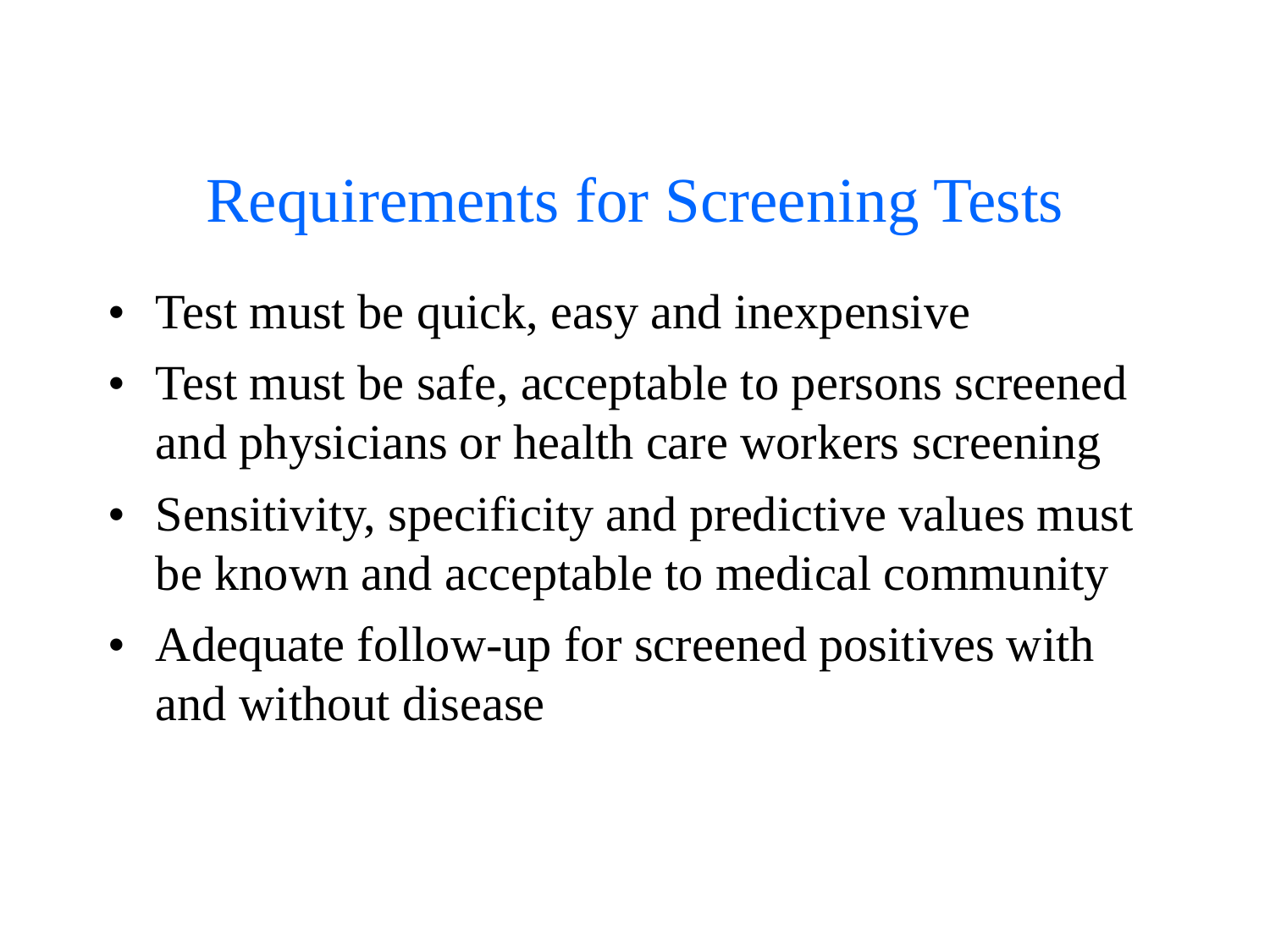# Requirements for Screening Tests

- Test must be quick, easy and inexpensive
- Test must be safe, acceptable to persons screened and physicians or health care workers screening
- Sensitivity, specificity and predictive values must be known and acceptable to medical community
- Adequate follow-up for screened positives with and without disease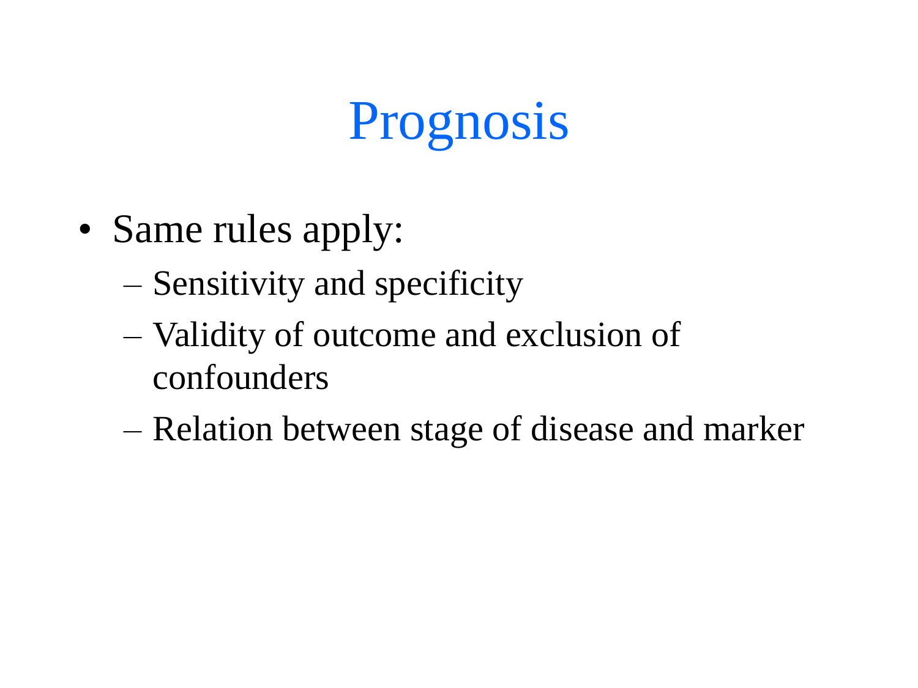# Prognosis

- Same rules apply:
  - Sensitivity and specificity
  - Validity of outcome and exclusion of confounders
  - Relation between stage of disease and marker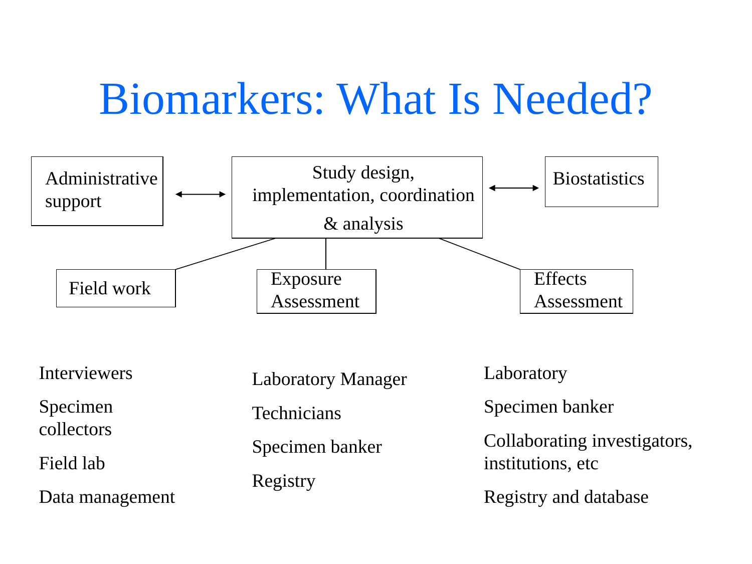# Biomarkers: What Is Needed?

Administrative support ⟷ Study design, implementation, coordination & analysis ⟷ Biostatistics

- **Field work**
  - Interviewers
  - Specimen collectors
  - Field lab
  - Data management
- **Exposure Assessment**
  - Laboratory Manager
  - Technicians
  - Specimen banker
  - Registry
- **Effects Assessment**
  - Laboratory
  - Specimen banker
  - Collaborating investigators, institutions, etc
  - Registry and database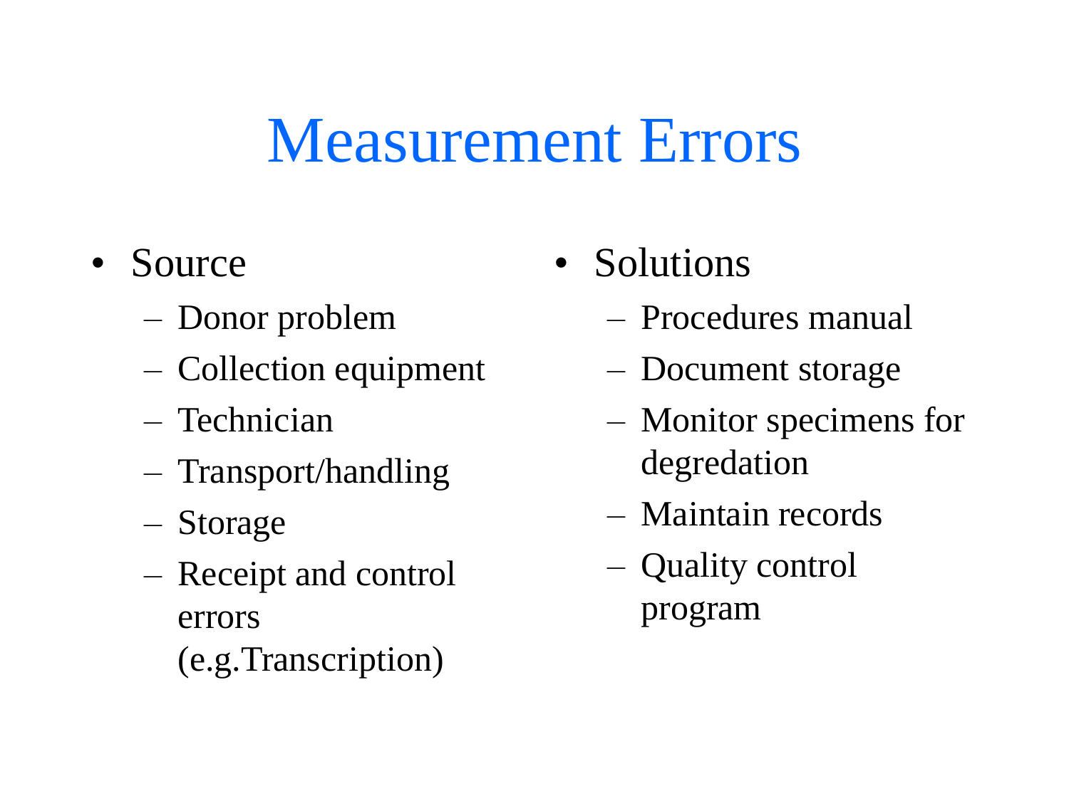# Measurement Errors

- Source
  - Donor problem
  - Collection equipment
  - Technician
  - Transport/handling
  - Storage
  - Receipt and control errors (e.g.Transcription)
- Solutions
  - Procedures manual
  - Document storage
  - Monitor specimens for degradation
  - Maintain records
  - Quality control program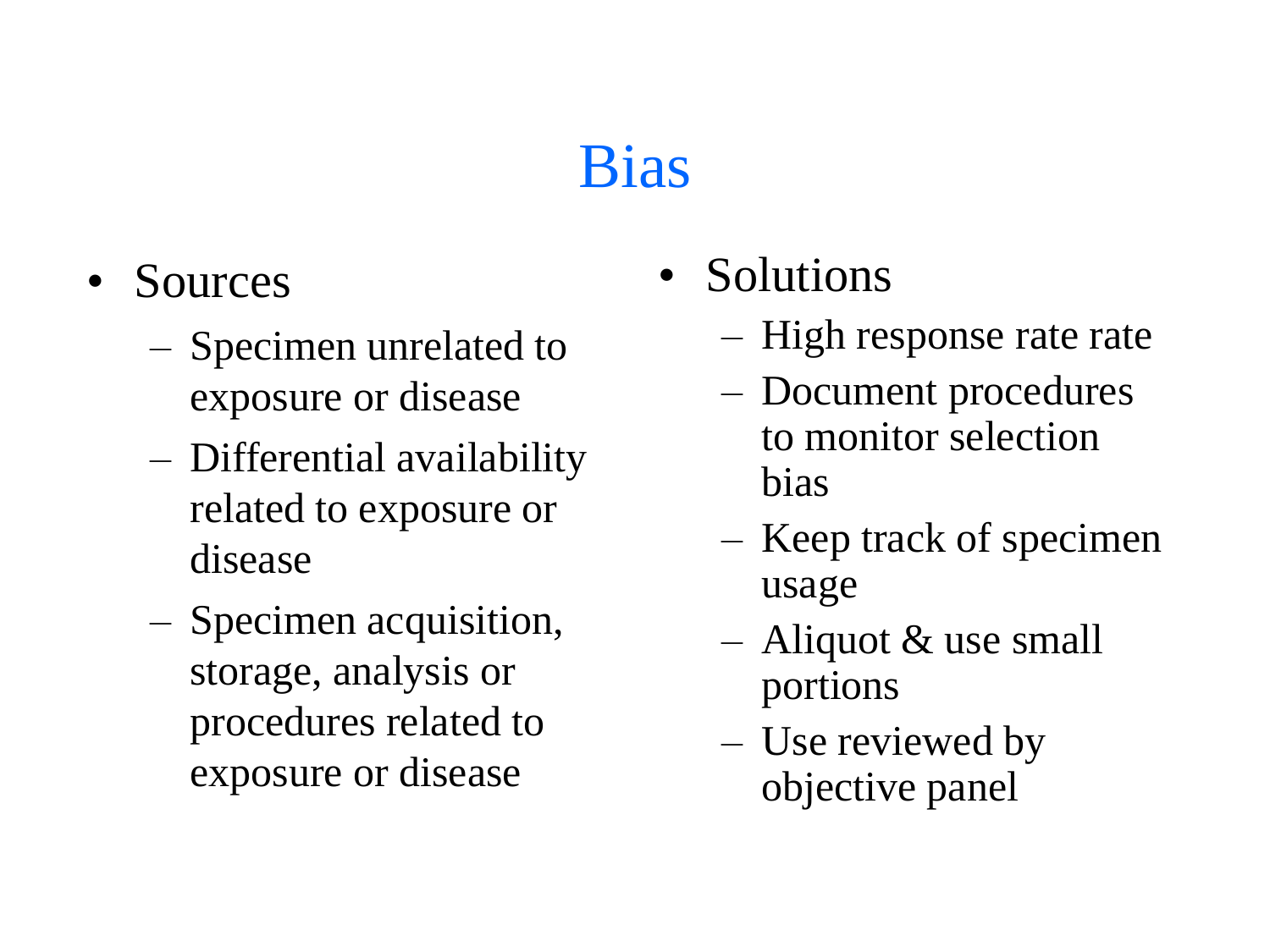# Bias

- Sources
  - Specimen unrelated to exposure or disease
  - Differential availability related to exposure or disease
  - Specimen acquisition, storage, analysis or procedures related to exposure or disease

- Solutions
  - High response rate rate
  - Document procedures to monitor selection bias
  - Keep track of specimen usage
  - Aliquot & use small portions
  - Use reviewed by objective panel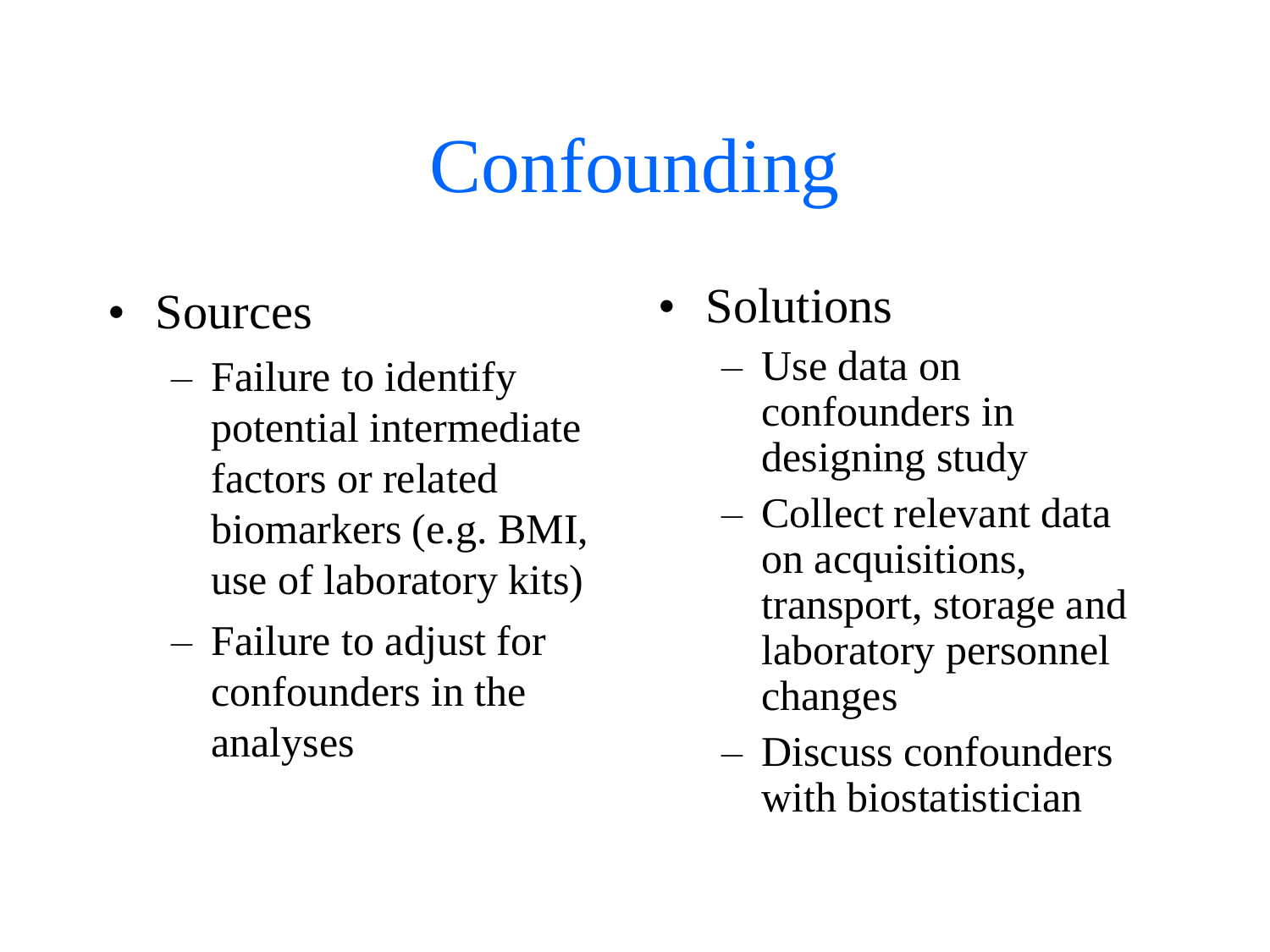# Confounding

- Sources
  - Failure to identify potential intermediate factors or related biomarkers (e.g. BMI, use of laboratory kits)
  - Failure to adjust for confounders in the analyses
- Solutions
  - Use data on confounders in designing study
  - Collect relevant data on acquisitions, transport, storage and laboratory personnel changes
  - Discuss confounders with biostatistician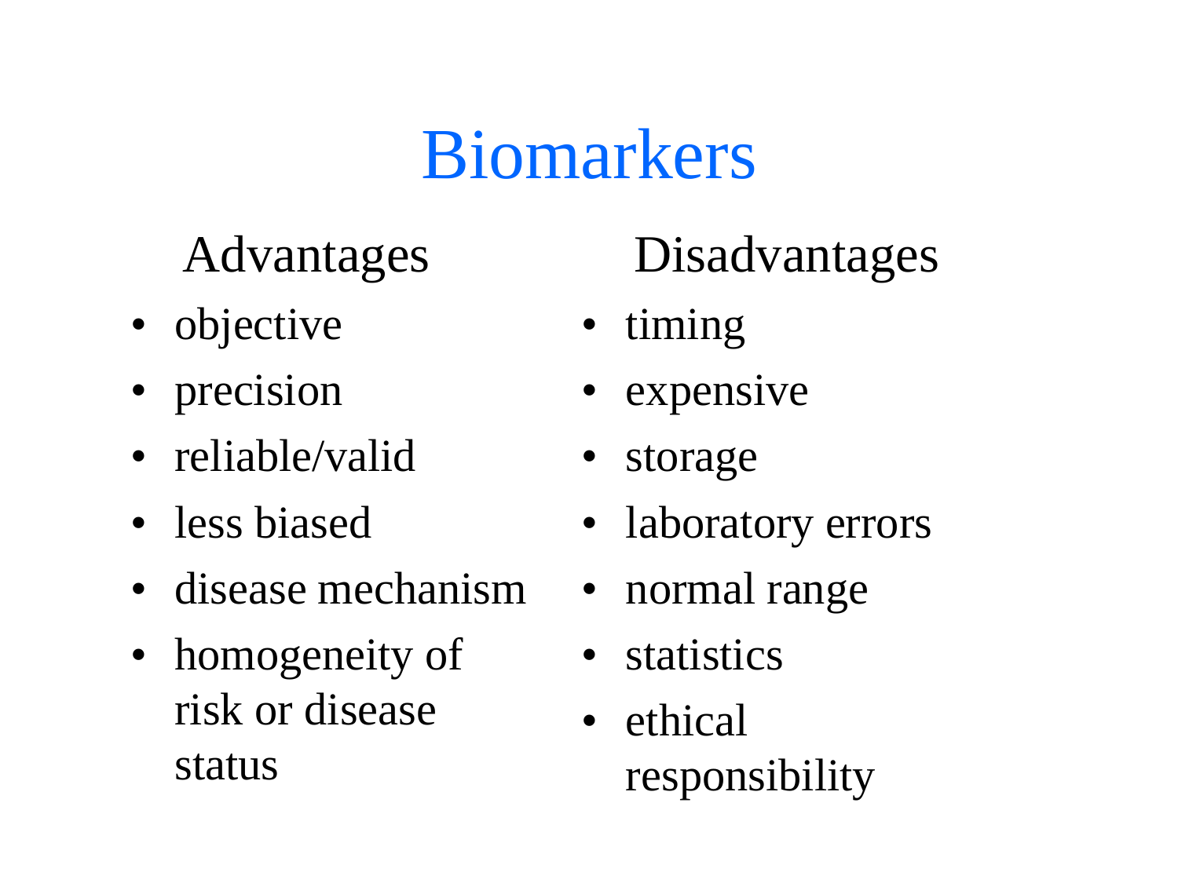# Biomarkers

## Advantages

- objective
- precision
- reliable/valid
- less biased
- disease mechanism
- homogeneity of risk or disease status

## Disadvantages

- timing
- expensive
- storage
- laboratory errors
- normal range
- statistics
- ethical responsibility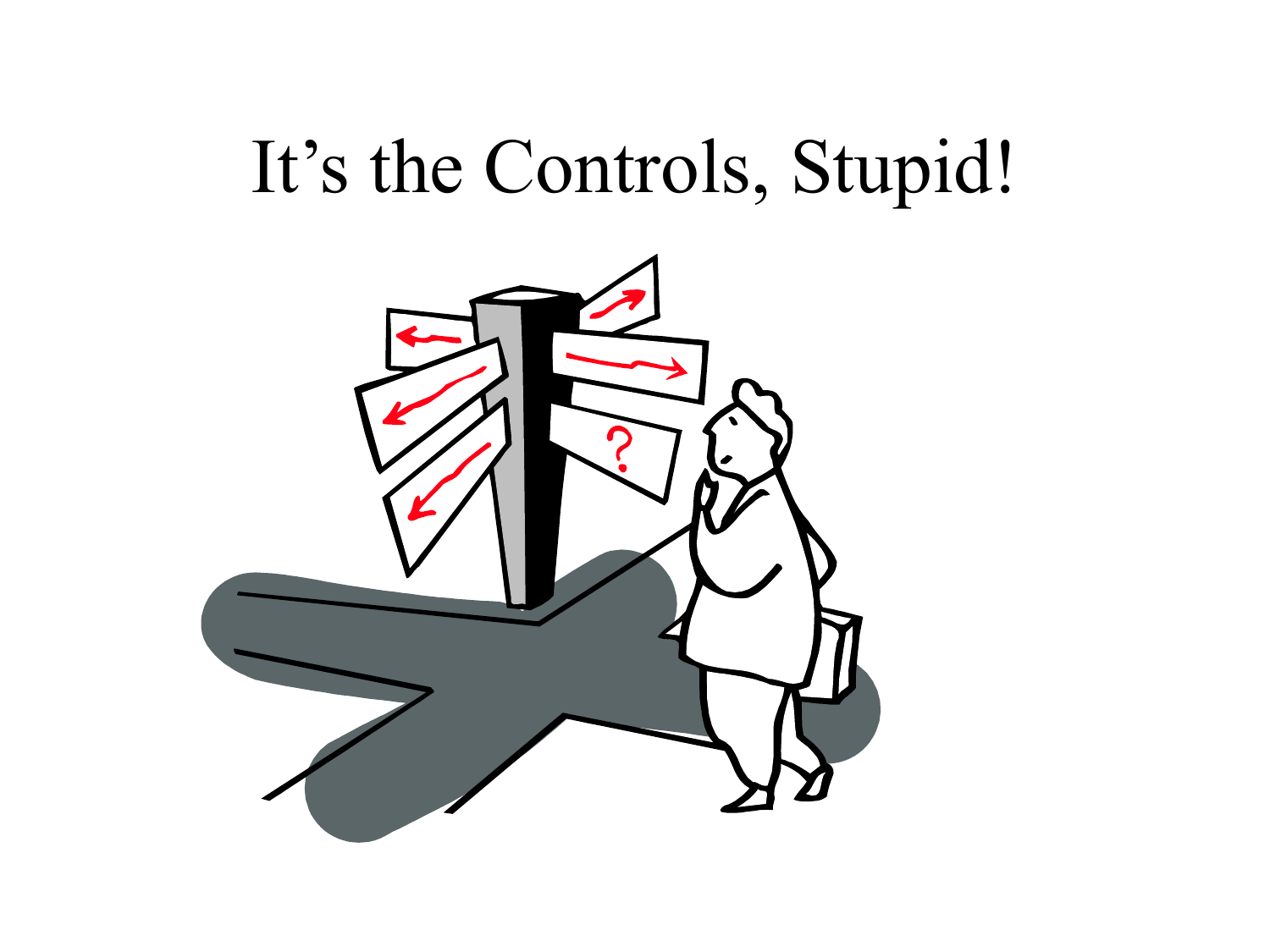# It's the Controls, Stupid!